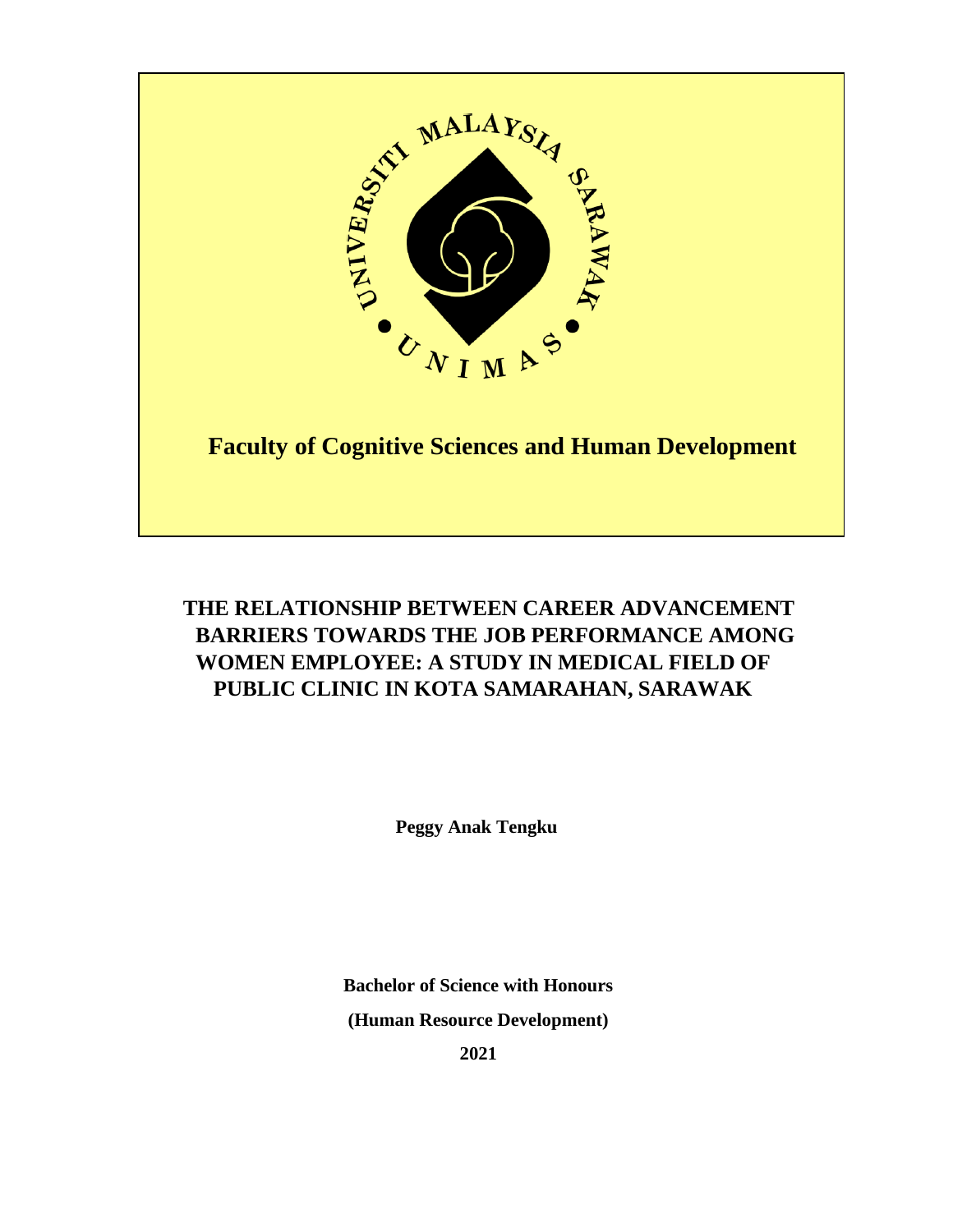**Faculty of Cognitive Sciences and Human Development**

# THE RELATIONSHIP BETWEEN CAREER ADVANCEMENT BARRIERS TOWARDS THE JOB PERFORMANCE AMONG WOMEN EMPLOYEE: A STUDY IN MEDICAL FIELD OF PUBLIC CLINIC IN KOTA SAMARAHAN, SARAWAK

**Peggy Anak Tengku**

**Bachelor of Science with Honours**

**(Human Resource Development)**

**2021**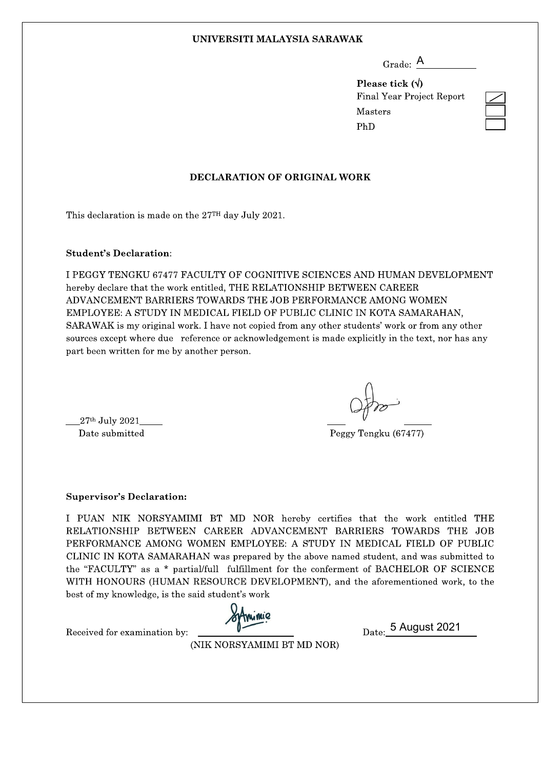**UNIVERSITI MALAYSIA SARAWAK**

Grade: A

**Please tick (√)**

| | |
|---|---|
| Final Year Project Report | ✓ |
| Masters | |
| PhD | |

## DECLARATION OF ORIGINAL WORK

This declaration is made on the 27TH day July 2021.

**Student's Declaration**:

I PEGGY TENGKU 67477 FACULTY OF COGNITIVE SCIENCES AND HUMAN DEVELOPMENT hereby declare that the work entitled, THE RELATIONSHIP BETWEEN CAREER ADVANCEMENT BARRIERS TOWARDS THE JOB PERFORMANCE AMONG WOMEN EMPLOYEE: A STUDY IN MEDICAL FIELD OF PUBLIC CLINIC IN KOTA SAMARAHAN, SARAWAK is my original work. I have not copied from any other students' work or from any other sources except where due reference or acknowledgement is made explicitly in the text, nor has any part been written for me by another person.

27th July 2021
Date submitted

Peggy Tengku (67477)

**Supervisor's Declaration:**

I PUAN NIK NORSYAMIMI BT MD NOR hereby certifies that the work entitled THE RELATIONSHIP BETWEEN CAREER ADVANCEMENT BARRIERS TOWARDS THE JOB PERFORMANCE AMONG WOMEN EMPLOYEE: A STUDY IN MEDICAL FIELD OF PUBLIC CLINIC IN KOTA SAMARAHAN was prepared by the above named student, and was submitted to the "FACULTY" as a * partial/full fulfillment for the conferment of BACHELOR OF SCIENCE WITH HONOURS (HUMAN RESOURCE DEVELOPMENT), and the aforementioned work, to the best of my knowledge, is the said student's work

Received for examination by: (NIK NORSYAMIMI BT MD NOR)

Date: 5 August 2021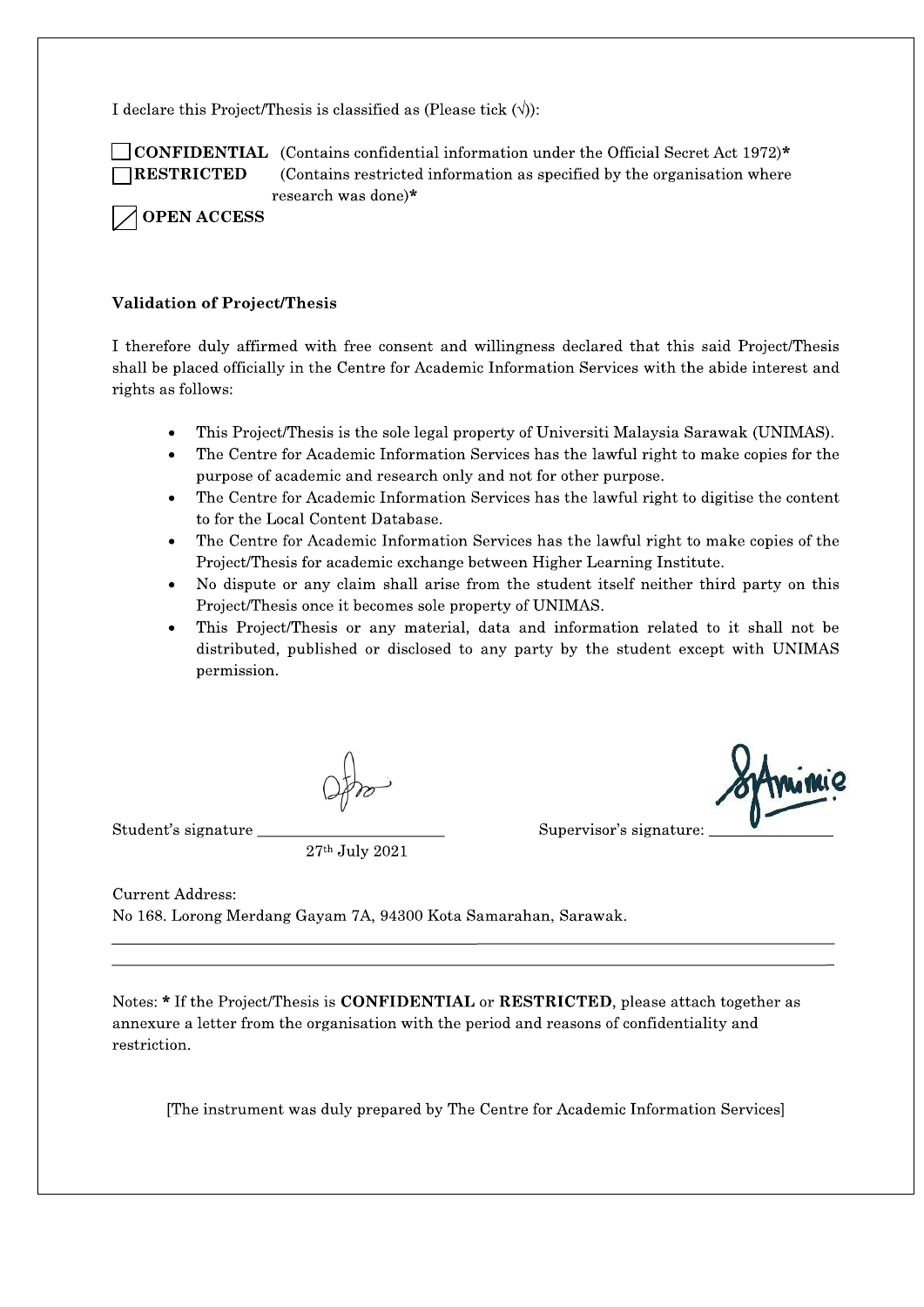I declare this Project/Thesis is classified as (Please tick (√)):

☐ **CONFIDENTIAL** (Contains confidential information under the Official Secret Act 1972)*

☐ **RESTRICTED** (Contains restricted information as specified by the organisation where research was done)*

☑ **OPEN ACCESS**

**Validation of Project/Thesis**

I therefore duly affirmed with free consent and willingness declared that this said Project/Thesis shall be placed officially in the Centre for Academic Information Services with the abide interest and rights as follows:

- This Project/Thesis is the sole legal property of Universiti Malaysia Sarawak (UNIMAS).
- The Centre for Academic Information Services has the lawful right to make copies for the purpose of academic and research only and not for other purpose.
- The Centre for Academic Information Services has the lawful right to digitise the content to for the Local Content Database.
- The Centre for Academic Information Services has the lawful right to make copies of the Project/Thesis for academic exchange between Higher Learning Institute.
- No dispute or any claim shall arise from the student itself neither third party on this Project/Thesis once it becomes sole property of UNIMAS.
- This Project/Thesis or any material, data and information related to it shall not be distributed, published or disclosed to any party by the student except with UNIMAS permission.

Student's signature ________________________ Supervisor's signature: ________________

27th July 2021

Current Address:
No 168. Lorong Merdang Gayam 7A, 94300 Kota Samarahan, Sarawak.

Notes: * If the Project/Thesis is **CONFIDENTIAL** or **RESTRICTED**, please attach together as annexure a letter from the organisation with the period and reasons of confidentiality and restriction.

[The instrument was duly prepared by The Centre for Academic Information Services]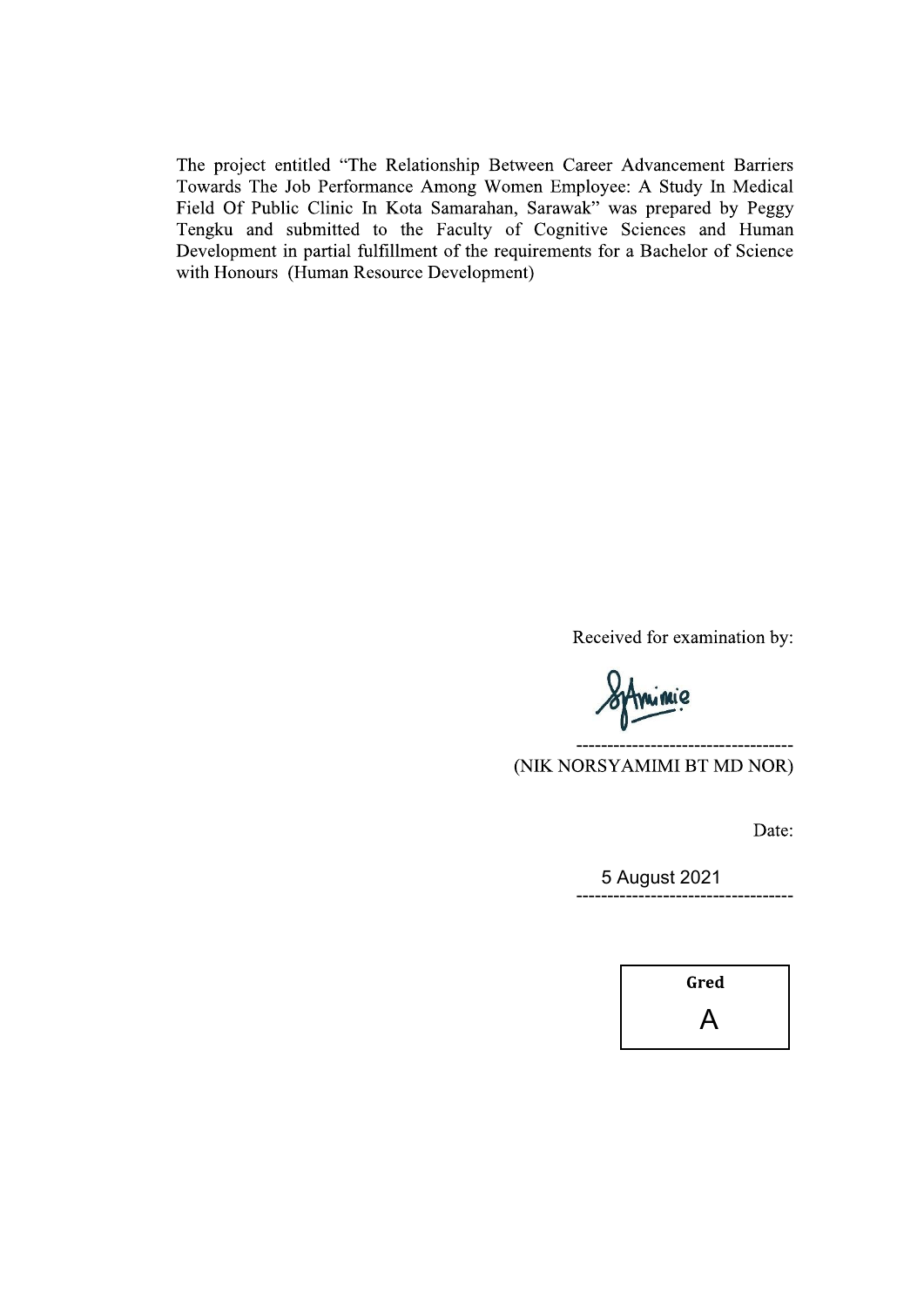The project entitled "The Relationship Between Career Advancement Barriers Towards The Job Performance Among Women Employee: A Study In Medical Field Of Public Clinic In Kota Samarahan, Sarawak" was prepared by Peggy Tengku and submitted to the Faculty of Cognitive Sciences and Human Development in partial fulfillment of the requirements for a Bachelor of Science with Honours (Human Resource Development)

Received for examination by:

-----------------------------------
(NIK NORSYAMIMI BT MD NOR)

Date:

5 August 2021
-----------------------------------

| Gred |
| --- |
| A |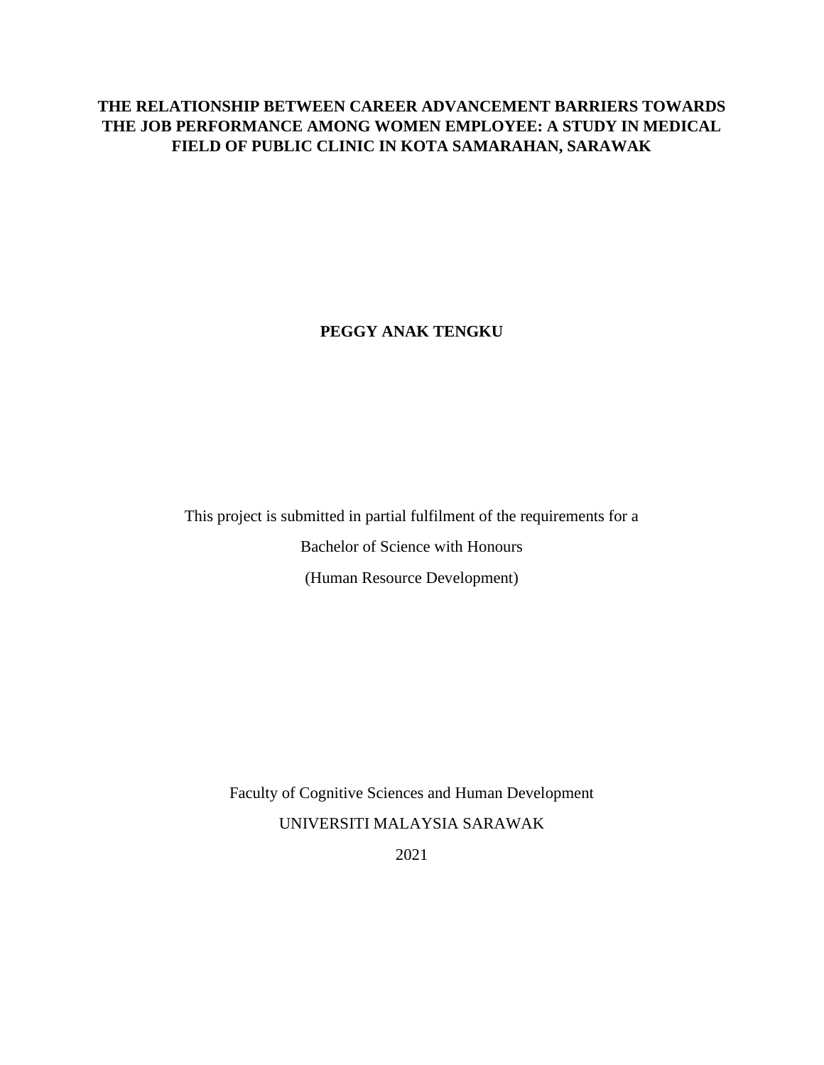**THE RELATIONSHIP BETWEEN CAREER ADVANCEMENT BARRIERS TOWARDS THE JOB PERFORMANCE AMONG WOMEN EMPLOYEE: A STUDY IN MEDICAL FIELD OF PUBLIC CLINIC IN KOTA SAMARAHAN, SARAWAK**

**PEGGY ANAK TENGKU**

This project is submitted in partial fulfilment of the requirements for a

Bachelor of Science with Honours

(Human Resource Development)

Faculty of Cognitive Sciences and Human Development

UNIVERSITI MALAYSIA SARAWAK

2021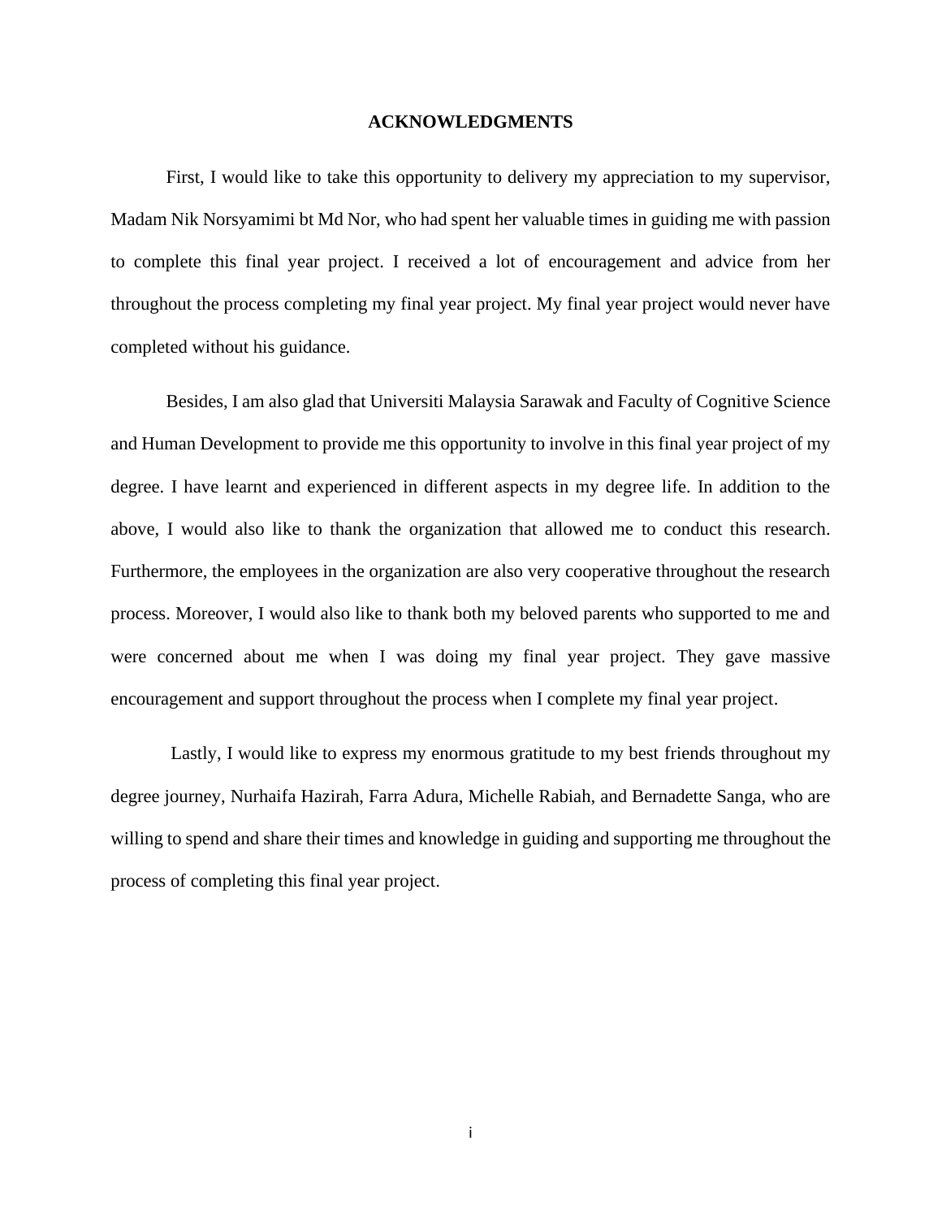# ACKNOWLEDGMENTS

First, I would like to take this opportunity to delivery my appreciation to my supervisor, Madam Nik Norsyamimi bt Md Nor, who had spent her valuable times in guiding me with passion to complete this final year project. I received a lot of encouragement and advice from her throughout the process completing my final year project. My final year project would never have completed without his guidance.

Besides, I am also glad that Universiti Malaysia Sarawak and Faculty of Cognitive Science and Human Development to provide me this opportunity to involve in this final year project of my degree. I have learnt and experienced in different aspects in my degree life. In addition to the above, I would also like to thank the organization that allowed me to conduct this research. Furthermore, the employees in the organization are also very cooperative throughout the research process. Moreover, I would also like to thank both my beloved parents who supported to me and were concerned about me when I was doing my final year project. They gave massive encouragement and support throughout the process when I complete my final year project.

Lastly, I would like to express my enormous gratitude to my best friends throughout my degree journey, Nurhaifa Hazirah, Farra Adura, Michelle Rabiah, and Bernadette Sanga, who are willing to spend and share their times and knowledge in guiding and supporting me throughout the process of completing this final year project.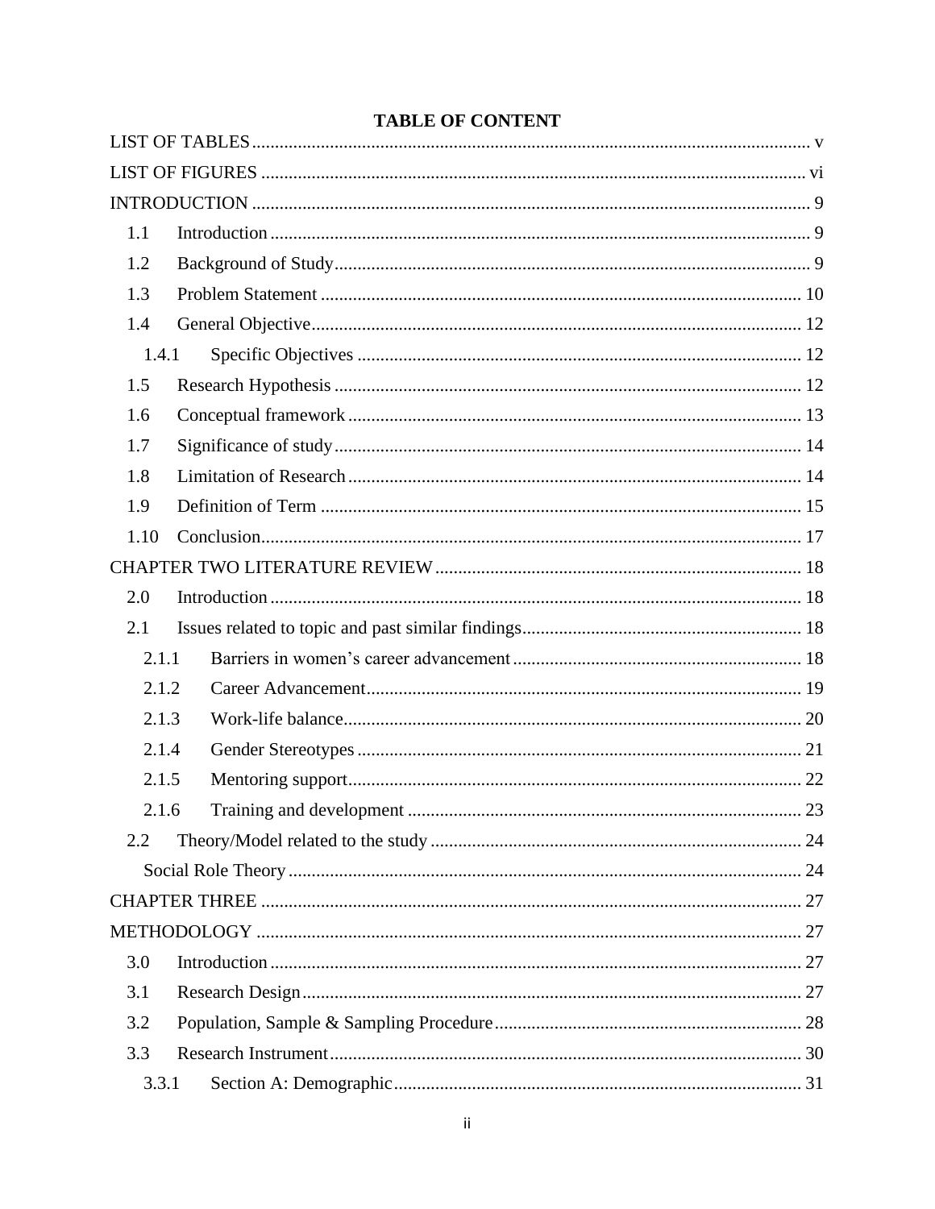**TABLE OF CONTENT**

LIST OF TABLES ............................................................ v

LIST OF FIGURES ............................................................ vi

INTRODUCTION ............................................................ 9

- 1.1 Introduction ............................................................ 9
- 1.2 Background of Study ............................................................ 9
- 1.3 Problem Statement ............................................................ 10
- 1.4 General Objective ............................................................ 12
  - 1.4.1 Specific Objectives ............................................................ 12
- 1.5 Research Hypothesis ............................................................ 12
- 1.6 Conceptual framework ............................................................ 13
- 1.7 Significance of study ............................................................ 14
- 1.8 Limitation of Research ............................................................ 14
- 1.9 Definition of Term ............................................................ 15
- 1.10 Conclusion ............................................................ 17

CHAPTER TWO LITERATURE REVIEW ............................................................ 18

- 2.0 Introduction ............................................................ 18
- 2.1 Issues related to topic and past similar findings ............................................................ 18
  - 2.1.1 Barriers in women's career advancement ............................................................ 18
  - 2.1.2 Career Advancement ............................................................ 19
  - 2.1.3 Work-life balance ............................................................ 20
  - 2.1.4 Gender Stereotypes ............................................................ 21
  - 2.1.5 Mentoring support ............................................................ 22
  - 2.1.6 Training and development ............................................................ 23
- 2.2 Theory/Model related to the study ............................................................ 24
  - Social Role Theory ............................................................ 24

CHAPTER THREE ............................................................ 27

METHODOLOGY ............................................................ 27

- 3.0 Introduction ............................................................ 27
- 3.1 Research Design ............................................................ 27
- 3.2 Population, Sample & Sampling Procedure ............................................................ 28
- 3.3 Research Instrument ............................................................ 30
  - 3.3.1 Section A: Demographic ............................................................ 31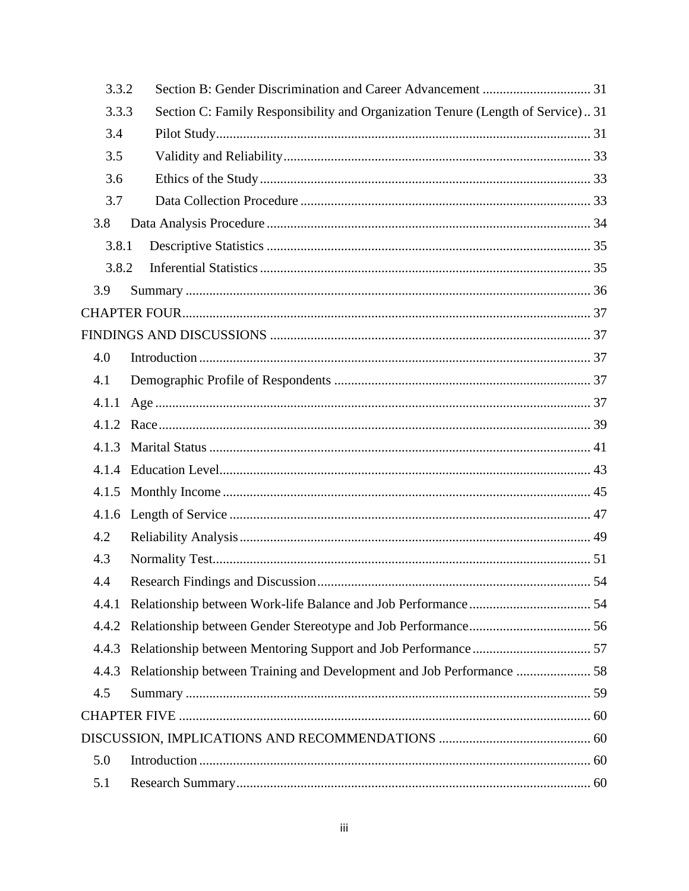3.3.2 Section B: Gender Discrimination and Career Advancement ................................ 31

3.3.3 Section C: Family Responsibility and Organization Tenure (Length of Service) .. 31

3.4 Pilot Study ............................................................................................................... 31

3.5 Validity and Reliability .......................................................................................... 33

3.6 Ethics of the Study ................................................................................................. 33

3.7 Data Collection Procedure ..................................................................................... 33

3.8 Data Analysis Procedure ............................................................................................... 34

3.8.1 Descriptive Statistics ................................................................................................ 35

3.8.2 Inferential Statistics .................................................................................................. 35

3.9 Summary ....................................................................................................................... 36

CHAPTER FOUR ............................................................................................................... 37

FINDINGS AND DISCUSSIONS ...................................................................................... 37

4.0 Introduction ................................................................................................................... 37

4.1 Demographic Profile of Respondents ........................................................................... 37

4.1.1 Age ............................................................................................................................. 37

4.1.2 Race ............................................................................................................................ 39

4.1.3 Marital Status ............................................................................................................. 41

4.1.4 Education Level .......................................................................................................... 43

4.1.5 Monthly Income ......................................................................................................... 45

4.1.6 Length of Service ........................................................................................................ 47

4.2 Reliability Analysis ........................................................................................................ 49

4.3 Normality Test ............................................................................................................... 51

4.4 Research Findings and Discussion ................................................................................. 54

4.4.1 Relationship between Work-life Balance and Job Performance .................................... 54

4.4.2 Relationship between Gender Stereotype and Job Performance .................................... 56

4.4.3 Relationship between Mentoring Support and Job Performance ................................... 57

4.4.3 Relationship between Training and Development and Job Performance ...................... 58

4.5 Summary ........................................................................................................................ 59

CHAPTER FIVE .................................................................................................................. 60

DISCUSSION, IMPLICATIONS AND RECOMMENDATIONS ............................................ 60

5.0 Introduction ................................................................................................................... 60

5.1 Research Summary ........................................................................................................ 60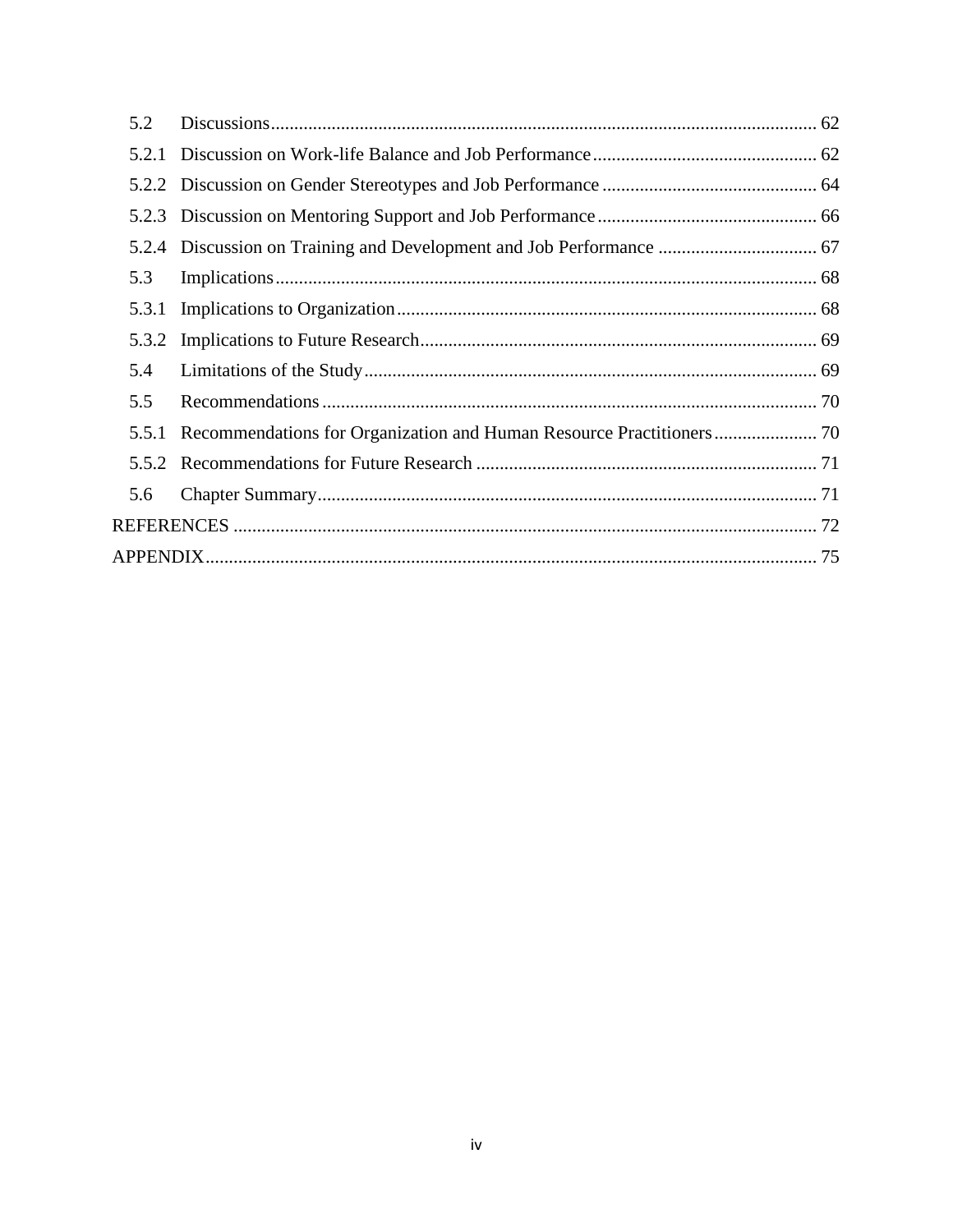5.2 Discussions ........................................................................................................................ 62

5.2.1 Discussion on Work-life Balance and Job Performance ................................................ 62

5.2.2 Discussion on Gender Stereotypes and Job Performance ............................................. 64

5.2.3 Discussion on Mentoring Support and Job Performance .............................................. 66

5.2.4 Discussion on Training and Development and Job Performance .................................. 67

5.3 Implications ....................................................................................................................... 68

5.3.1 Implications to Organization ......................................................................................... 68

5.3.2 Implications to Future Research ..................................................................................... 69

5.4 Limitations of the Study ................................................................................................... 69

5.5 Recommendations ............................................................................................................. 70

5.5.1 Recommendations for Organization and Human Resource Practitioners ...................... 70

5.5.2 Recommendations for Future Research ......................................................................... 71

5.6 Chapter Summary .............................................................................................................. 71

REFERENCES ......................................................................................................................... 72

APPENDIX ............................................................................................................................... 75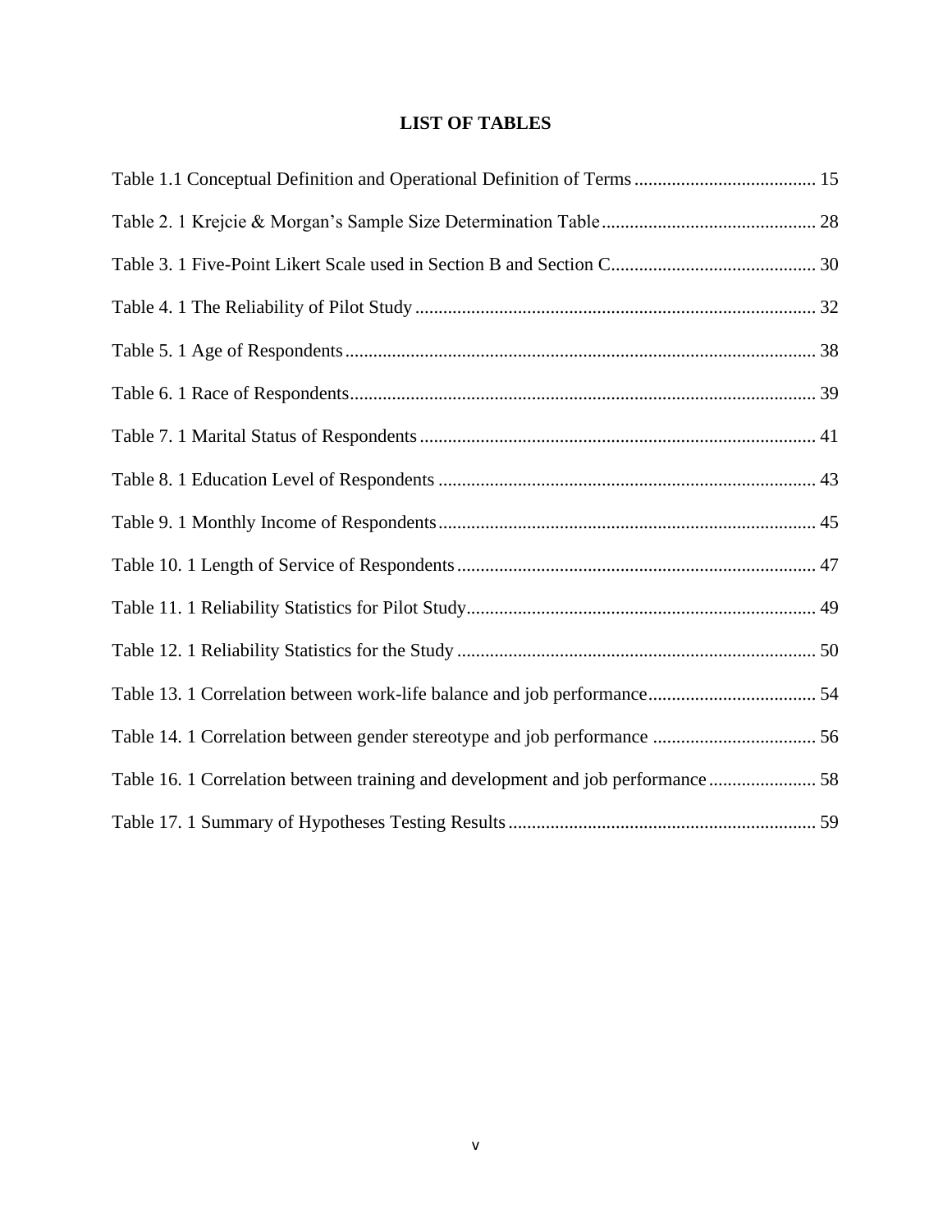## LIST OF TABLES

Table 1.1 Conceptual Definition and Operational Definition of Terms ....................................... 15

Table 2. 1 Krejcie & Morgan's Sample Size Determination Table ............................................. 28

Table 3. 1 Five-Point Likert Scale used in Section B and Section C ............................................ 30

Table 4. 1 The Reliability of Pilot Study ..................................................................................... 32

Table 5. 1 Age of Respondents .................................................................................................... 38

Table 6. 1 Race of Respondents ................................................................................................... 39

Table 7. 1 Marital Status of Respondents .................................................................................... 41

Table 8. 1 Education Level of Respondents ................................................................................ 43

Table 9. 1 Monthly Income of Respondents ................................................................................ 45

Table 10. 1 Length of Service of Respondents ............................................................................ 47

Table 11. 1 Reliability Statistics for Pilot Study .......................................................................... 49

Table 12. 1 Reliability Statistics for the Study ............................................................................ 50

Table 13. 1 Correlation between work-life balance and job performance .................................... 54

Table 14. 1 Correlation between gender stereotype and job performance ................................... 56

Table 16. 1 Correlation between training and development and job performance ....................... 58

Table 17. 1 Summary of Hypotheses Testing Results ................................................................. 59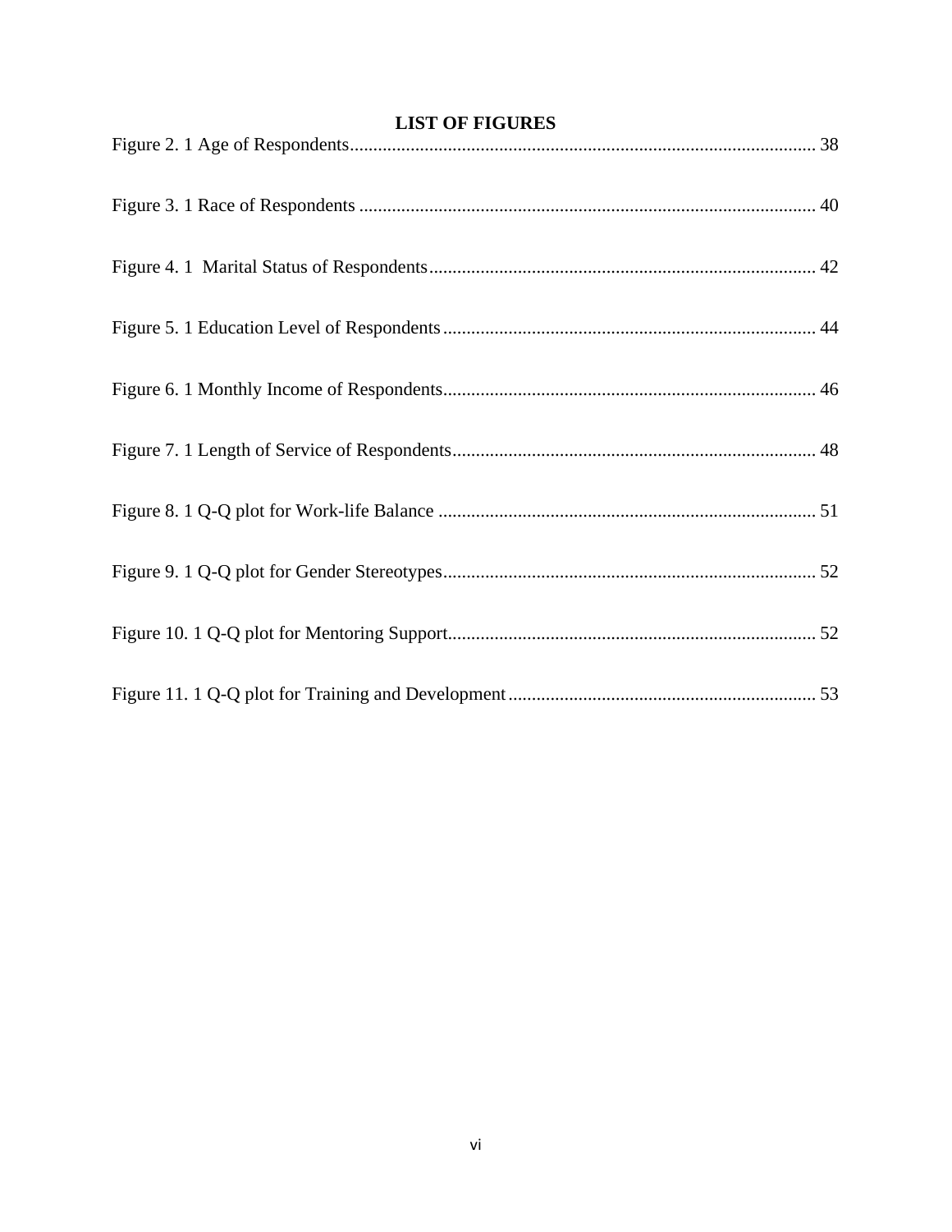# LIST OF FIGURES

Figure 2. 1 Age of Respondents.................................................................................................... 38

Figure 3. 1 Race of Respondents ................................................................................................. 40

Figure 4. 1  Marital Status of Respondents.................................................................................. 42

Figure 5. 1 Education Level of Respondents............................................................................... 44

Figure 6. 1 Monthly Income of Respondents............................................................................... 46

Figure 7. 1 Length of Service of Respondents............................................................................. 48

Figure 8. 1 Q-Q plot for Work-life Balance ................................................................................ 51

Figure 9. 1 Q-Q plot for Gender Stereotypes............................................................................... 52

Figure 10. 1 Q-Q plot for Mentoring Support.............................................................................. 52

Figure 11. 1 Q-Q plot for Training and Development................................................................. 53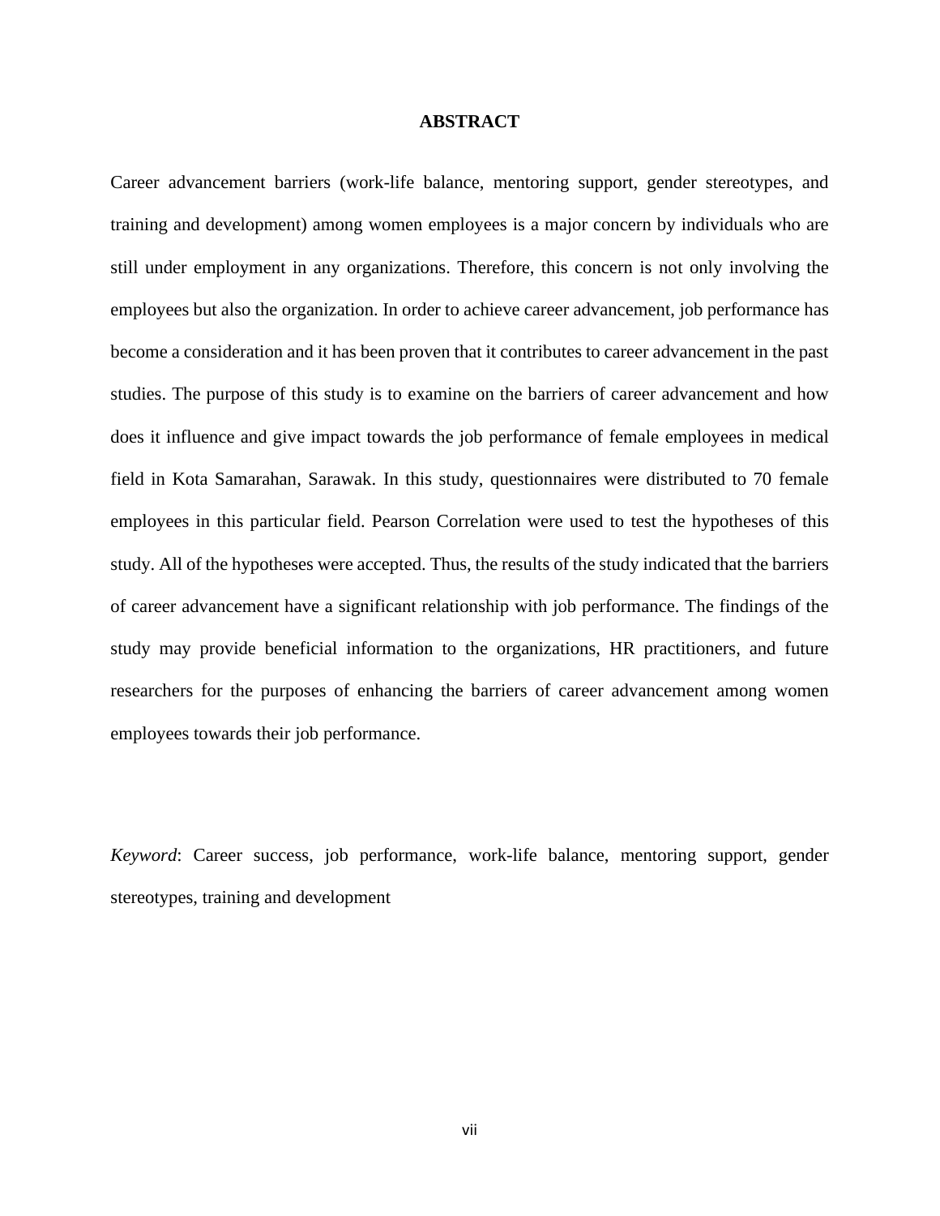# ABSTRACT

Career advancement barriers (work-life balance, mentoring support, gender stereotypes, and training and development) among women employees is a major concern by individuals who are still under employment in any organizations. Therefore, this concern is not only involving the employees but also the organization. In order to achieve career advancement, job performance has become a consideration and it has been proven that it contributes to career advancement in the past studies. The purpose of this study is to examine on the barriers of career advancement and how does it influence and give impact towards the job performance of female employees in medical field in Kota Samarahan, Sarawak. In this study, questionnaires were distributed to 70 female employees in this particular field. Pearson Correlation were used to test the hypotheses of this study. All of the hypotheses were accepted. Thus, the results of the study indicated that the barriers of career advancement have a significant relationship with job performance. The findings of the study may provide beneficial information to the organizations, HR practitioners, and future researchers for the purposes of enhancing the barriers of career advancement among women employees towards their job performance.

*Keyword*: Career success, job performance, work-life balance, mentoring support, gender stereotypes, training and development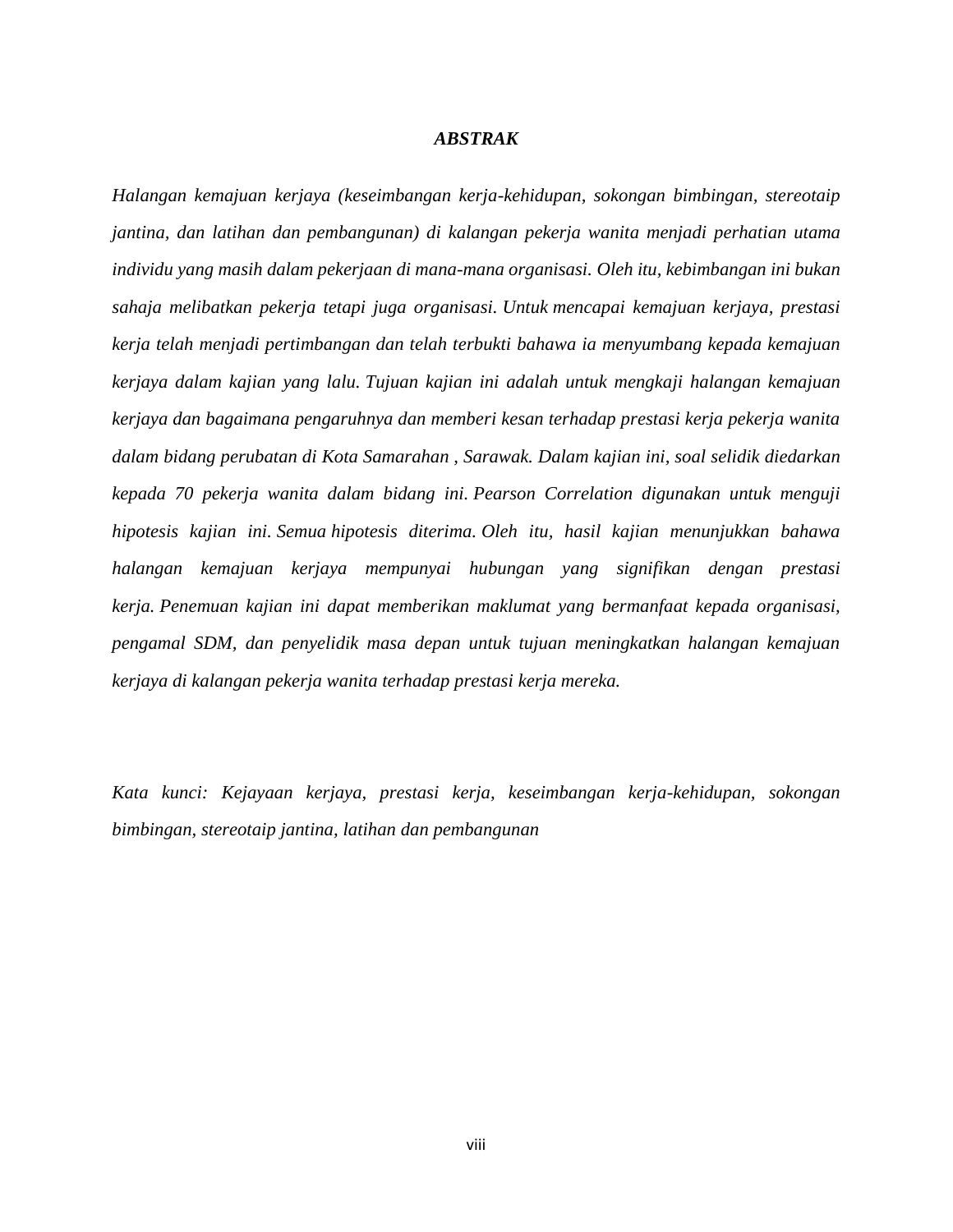# ***ABSTRAK***

*Halangan kemajuan kerjaya (keseimbangan kerja-kehidupan, sokongan bimbingan, stereotaip jantina, dan latihan dan pembangunan) di kalangan pekerja wanita menjadi perhatian utama individu yang masih dalam pekerjaan di mana-mana organisasi. Oleh itu, kebimbangan ini bukan sahaja melibatkan pekerja tetapi juga organisasi. Untuk mencapai kemajuan kerjaya, prestasi kerja telah menjadi pertimbangan dan telah terbukti bahawa ia menyumbang kepada kemajuan kerjaya dalam kajian yang lalu. Tujuan kajian ini adalah untuk mengkaji halangan kemajuan kerjaya dan bagaimana pengaruhnya dan memberi kesan terhadap prestasi kerja pekerja wanita dalam bidang perubatan di Kota Samarahan , Sarawak. Dalam kajian ini, soal selidik diedarkan kepada 70 pekerja wanita dalam bidang ini. Pearson Correlation digunakan untuk menguji hipotesis kajian ini. Semua hipotesis diterima. Oleh itu, hasil kajian menunjukkan bahawa halangan kemajuan kerjaya mempunyai hubungan yang signifikan dengan prestasi kerja. Penemuan kajian ini dapat memberikan maklumat yang bermanfaat kepada organisasi, pengamal SDM, dan penyelidik masa depan untuk tujuan meningkatkan halangan kemajuan kerjaya di kalangan pekerja wanita terhadap prestasi kerja mereka.*

*Kata kunci: Kejayaan kerjaya, prestasi kerja, keseimbangan kerja-kehidupan, sokongan bimbingan, stereotaip jantina, latihan dan pembangunan*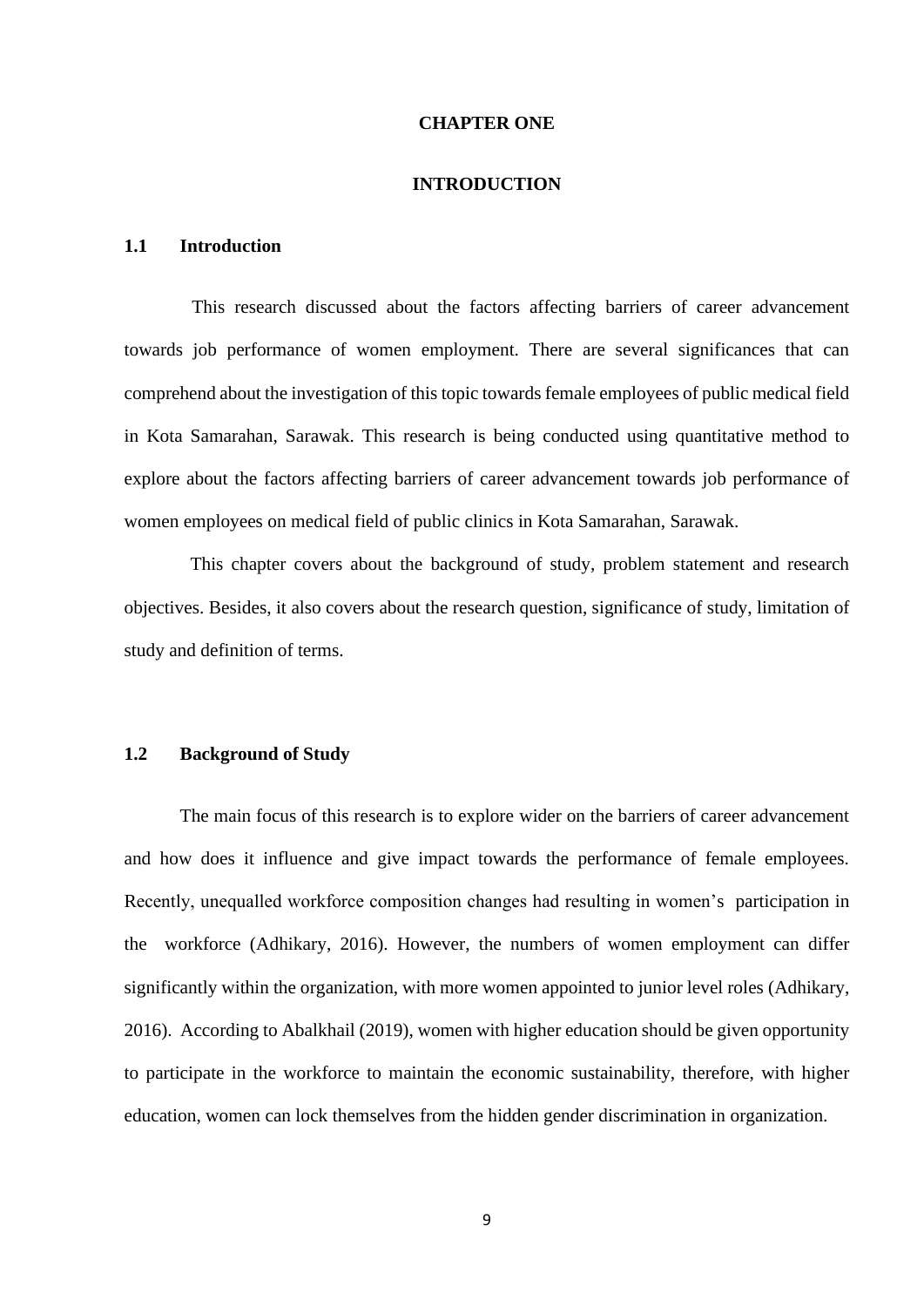# CHAPTER ONE

# INTRODUCTION

## 1.1 Introduction

This research discussed about the factors affecting barriers of career advancement towards job performance of women employment. There are several significances that can comprehend about the investigation of this topic towards female employees of public medical field in Kota Samarahan, Sarawak. This research is being conducted using quantitative method to explore about the factors affecting barriers of career advancement towards job performance of women employees on medical field of public clinics in Kota Samarahan, Sarawak.

This chapter covers about the background of study, problem statement and research objectives. Besides, it also covers about the research question, significance of study, limitation of study and definition of terms.

## 1.2 Background of Study

The main focus of this research is to explore wider on the barriers of career advancement and how does it influence and give impact towards the performance of female employees. Recently, unequalled workforce composition changes had resulting in women's participation in the workforce (Adhikary, 2016). However, the numbers of women employment can differ significantly within the organization, with more women appointed to junior level roles (Adhikary, 2016). According to Abalkhail (2019), women with higher education should be given opportunity to participate in the workforce to maintain the economic sustainability, therefore, with higher education, women can lock themselves from the hidden gender discrimination in organization.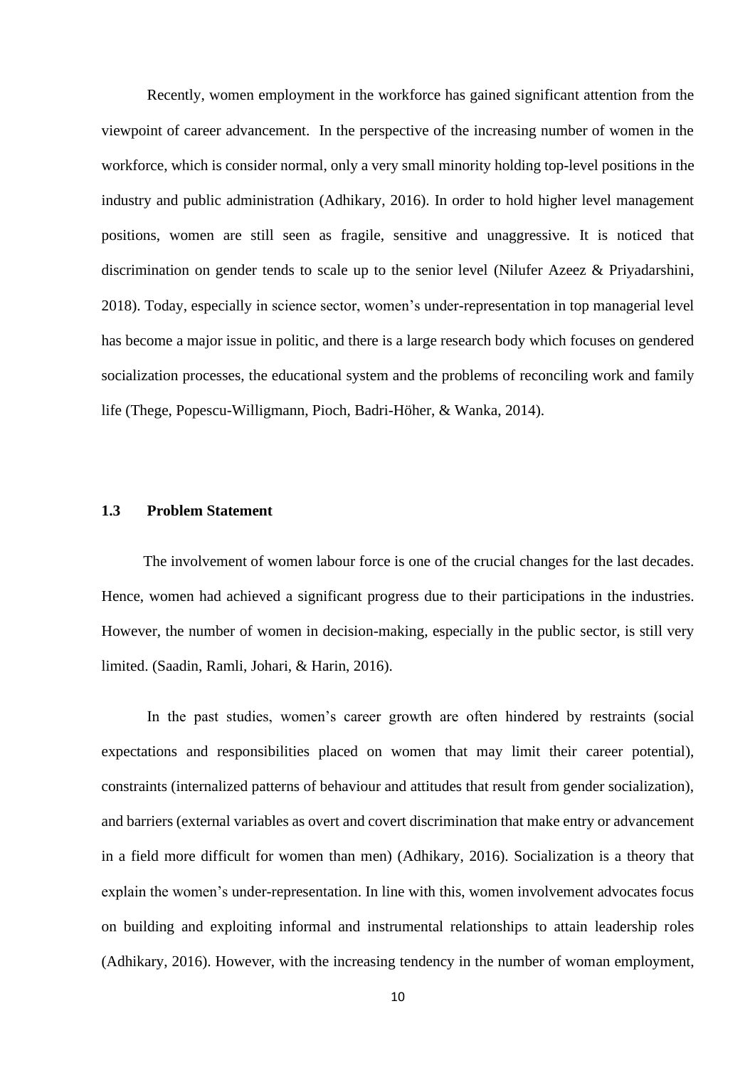Recently, women employment in the workforce has gained significant attention from the viewpoint of career advancement. In the perspective of the increasing number of women in the workforce, which is consider normal, only a very small minority holding top-level positions in the industry and public administration (Adhikary, 2016). In order to hold higher level management positions, women are still seen as fragile, sensitive and unaggressive. It is noticed that discrimination on gender tends to scale up to the senior level (Nilufer Azeez & Priyadarshini, 2018). Today, especially in science sector, women's under-representation in top managerial level has become a major issue in politic, and there is a large research body which focuses on gendered socialization processes, the educational system and the problems of reconciling work and family life (Thege, Popescu-Willigmann, Pioch, Badri-Höher, & Wanka, 2014).

### 1.3 Problem Statement

The involvement of women labour force is one of the crucial changes for the last decades. Hence, women had achieved a significant progress due to their participations in the industries. However, the number of women in decision-making, especially in the public sector, is still very limited. (Saadin, Ramli, Johari, & Harin, 2016).

In the past studies, women's career growth are often hindered by restraints (social expectations and responsibilities placed on women that may limit their career potential), constraints (internalized patterns of behaviour and attitudes that result from gender socialization), and barriers (external variables as overt and covert discrimination that make entry or advancement in a field more difficult for women than men) (Adhikary, 2016). Socialization is a theory that explain the women's under-representation. In line with this, women involvement advocates focus on building and exploiting informal and instrumental relationships to attain leadership roles (Adhikary, 2016). However, with the increasing tendency in the number of woman employment,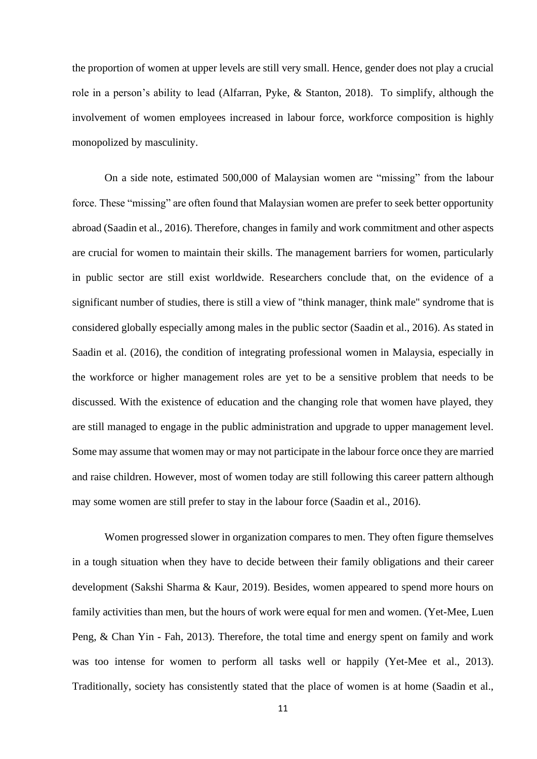the proportion of women at upper levels are still very small. Hence, gender does not play a crucial role in a person's ability to lead (Alfarran, Pyke, & Stanton, 2018). To simplify, although the involvement of women employees increased in labour force, workforce composition is highly monopolized by masculinity.

On a side note, estimated 500,000 of Malaysian women are "missing" from the labour force. These "missing" are often found that Malaysian women are prefer to seek better opportunity abroad (Saadin et al., 2016). Therefore, changes in family and work commitment and other aspects are crucial for women to maintain their skills. The management barriers for women, particularly in public sector are still exist worldwide. Researchers conclude that, on the evidence of a significant number of studies, there is still a view of "think manager, think male" syndrome that is considered globally especially among males in the public sector (Saadin et al., 2016). As stated in Saadin et al. (2016), the condition of integrating professional women in Malaysia, especially in the workforce or higher management roles are yet to be a sensitive problem that needs to be discussed. With the existence of education and the changing role that women have played, they are still managed to engage in the public administration and upgrade to upper management level. Some may assume that women may or may not participate in the labour force once they are married and raise children. However, most of women today are still following this career pattern although may some women are still prefer to stay in the labour force (Saadin et al., 2016).

Women progressed slower in organization compares to men. They often figure themselves in a tough situation when they have to decide between their family obligations and their career development (Sakshi Sharma & Kaur, 2019). Besides, women appeared to spend more hours on family activities than men, but the hours of work were equal for men and women. (Yet-Mee, Luen Peng, & Chan Yin - Fah, 2013). Therefore, the total time and energy spent on family and work was too intense for women to perform all tasks well or happily (Yet-Mee et al., 2013). Traditionally, society has consistently stated that the place of women is at home (Saadin et al.,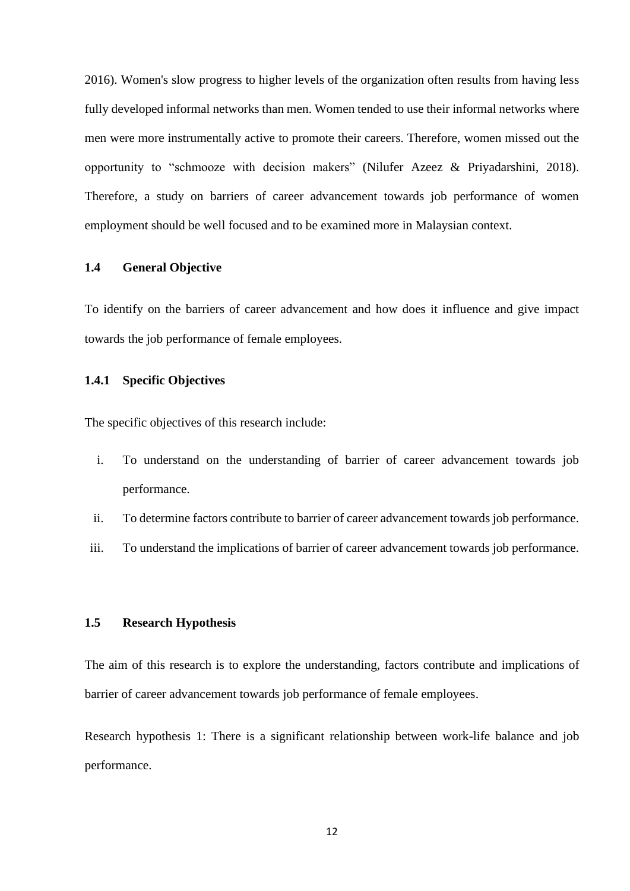2016). Women's slow progress to higher levels of the organization often results from having less fully developed informal networks than men. Women tended to use their informal networks where men were more instrumentally active to promote their careers. Therefore, women missed out the opportunity to "schmooze with decision makers" (Nilufer Azeez & Priyadarshini, 2018). Therefore, a study on barriers of career advancement towards job performance of women employment should be well focused and to be examined more in Malaysian context.

## 1.4 General Objective

To identify on the barriers of career advancement and how does it influence and give impact towards the job performance of female employees.

### 1.4.1 Specific Objectives

The specific objectives of this research include:

i. To understand on the understanding of barrier of career advancement towards job performance.
ii. To determine factors contribute to barrier of career advancement towards job performance.
iii. To understand the implications of barrier of career advancement towards job performance.

## 1.5 Research Hypothesis

The aim of this research is to explore the understanding, factors contribute and implications of barrier of career advancement towards job performance of female employees.

Research hypothesis 1: There is a significant relationship between work-life balance and job performance.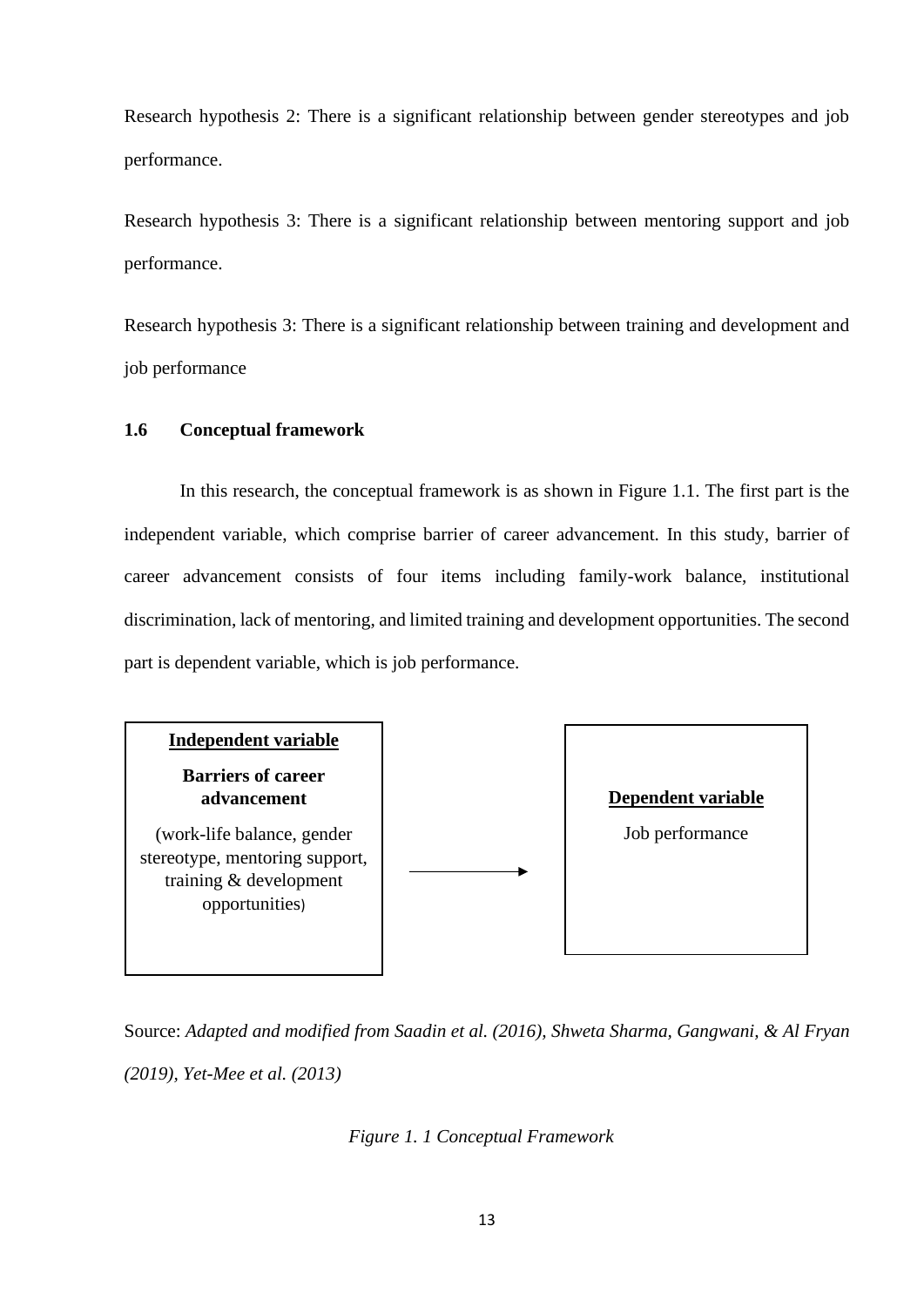Research hypothesis 2: There is a significant relationship between gender stereotypes and job performance.

Research hypothesis 3: There is a significant relationship between mentoring support and job performance.

Research hypothesis 3: There is a significant relationship between training and development and job performance

### 1.6 Conceptual framework

In this research, the conceptual framework is as shown in Figure 1.1. The first part is the independent variable, which comprise barrier of career advancement. In this study, barrier of career advancement consists of four items including family-work balance, institutional discrimination, lack of mentoring, and limited training and development opportunities. The second part is dependent variable, which is job performance.

| Independent variable | | Dependent variable |
|---|---|---|
| **Barriers of career advancement** (work-life balance, gender stereotype, mentoring support, training & development opportunities) | → | Job performance |

Source: *Adapted and modified from Saadin et al. (2016), Shweta Sharma, Gangwani, & Al Fryan (2019), Yet-Mee et al. (2013)*

*Figure 1. 1 Conceptual Framework*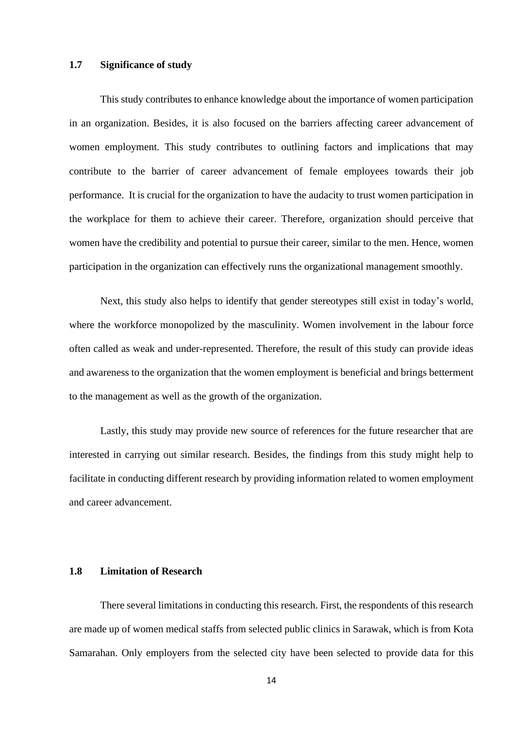### 1.7 Significance of study

This study contributes to enhance knowledge about the importance of women participation in an organization. Besides, it is also focused on the barriers affecting career advancement of women employment. This study contributes to outlining factors and implications that may contribute to the barrier of career advancement of female employees towards their job performance. It is crucial for the organization to have the audacity to trust women participation in the workplace for them to achieve their career. Therefore, organization should perceive that women have the credibility and potential to pursue their career, similar to the men. Hence, women participation in the organization can effectively runs the organizational management smoothly.

Next, this study also helps to identify that gender stereotypes still exist in today's world, where the workforce monopolized by the masculinity. Women involvement in the labour force often called as weak and under-represented. Therefore, the result of this study can provide ideas and awareness to the organization that the women employment is beneficial and brings betterment to the management as well as the growth of the organization.

Lastly, this study may provide new source of references for the future researcher that are interested in carrying out similar research. Besides, the findings from this study might help to facilitate in conducting different research by providing information related to women employment and career advancement.

### 1.8 Limitation of Research

There several limitations in conducting this research. First, the respondents of this research are made up of women medical staffs from selected public clinics in Sarawak, which is from Kota Samarahan. Only employers from the selected city have been selected to provide data for this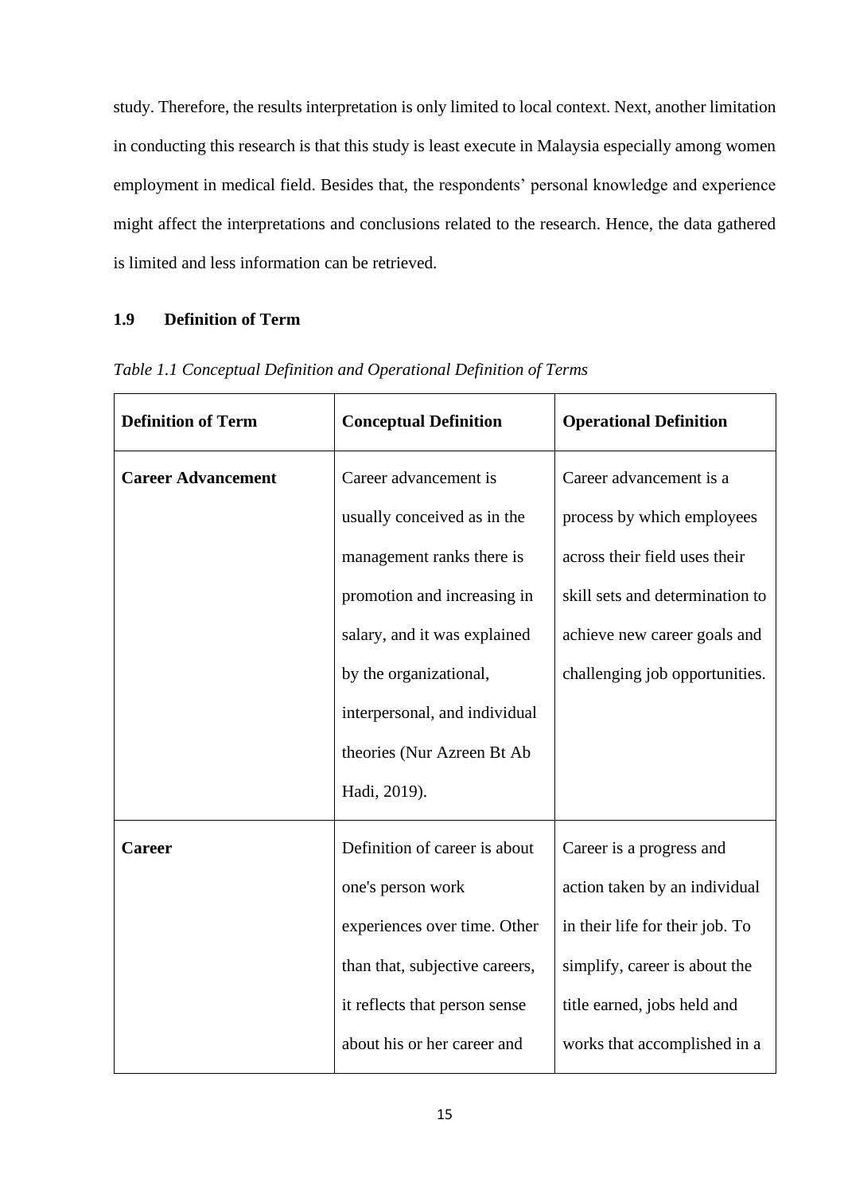study. Therefore, the results interpretation is only limited to local context. Next, another limitation in conducting this research is that this study is least execute in Malaysia especially among women employment in medical field. Besides that, the respondents' personal knowledge and experience might affect the interpretations and conclusions related to the research. Hence, the data gathered is limited and less information can be retrieved.

## 1.9 Definition of Term

*Table 1.1 Conceptual Definition and Operational Definition of Terms*

| Definition of Term | Conceptual Definition | Operational Definition |
|---|---|---|
| **Career Advancement** | Career advancement is usually conceived as in the management ranks there is promotion and increasing in salary, and it was explained by the organizational, interpersonal, and individual theories (Nur Azreen Bt Ab Hadi, 2019). | Career advancement is a process by which employees across their field uses their skill sets and determination to achieve new career goals and challenging job opportunities. |
| **Career** | Definition of career is about one's person work experiences over time. Other than that, subjective careers, it reflects that person sense about his or her career and | Career is a progress and action taken by an individual in their life for their job. To simplify, career is about the title earned, jobs held and works that accomplished in a |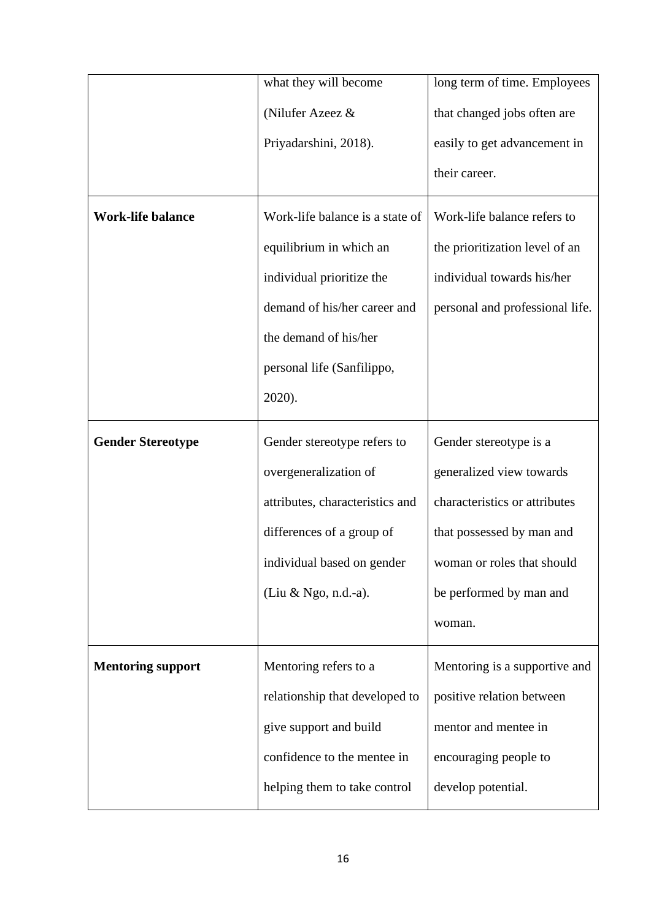| | | |
|---|---|---|
| | what they will become (Nilufer Azeez & Priyadarshini, 2018). | long term of time. Employees that changed jobs often are easily to get advancement in their career. |
| **Work-life balance** | Work-life balance is a state of equilibrium in which an individual prioritize the demand of his/her career and the demand of his/her personal life (Sanfilippo, 2020). | Work-life balance refers to the prioritization level of an individual towards his/her personal and professional life. |
| **Gender Stereotype** | Gender stereotype refers to overgeneralization of attributes, characteristics and differences of a group of individual based on gender (Liu & Ngo, n.d.-a). | Gender stereotype is a generalized view towards characteristics or attributes that possessed by man and woman or roles that should be performed by man and woman. |
| **Mentoring support** | Mentoring refers to a relationship that developed to give support and build confidence to the mentee in helping them to take control | Mentoring is a supportive and positive relation between mentor and mentee in encouraging people to develop potential. |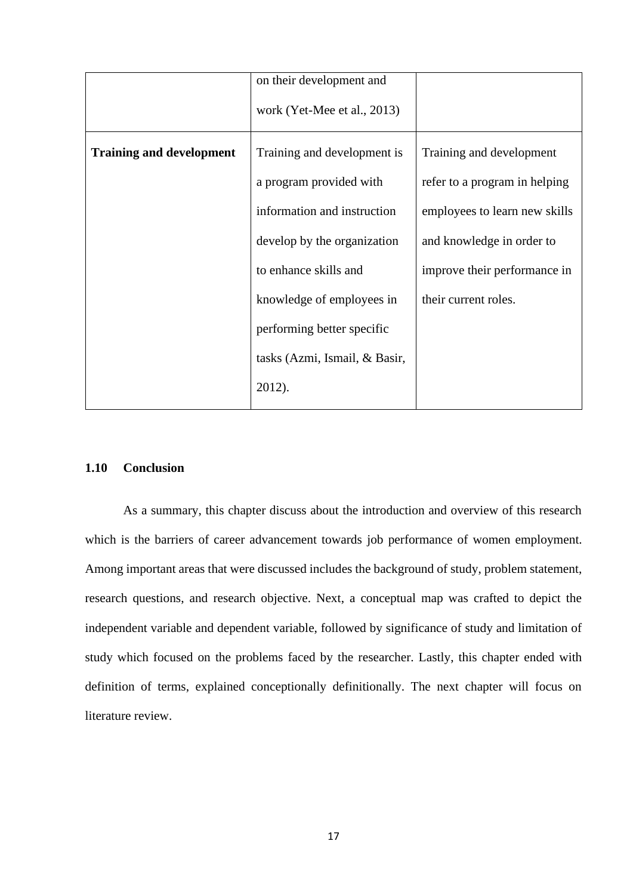| | | |
|---|---|---|
| | on their development and work (Yet-Mee et al., 2013) | |
| **Training and development** | Training and development is a program provided with information and instruction develop by the organization to enhance skills and knowledge of employees in performing better specific tasks (Azmi, Ismail, & Basir, 2012). | Training and development refer to a program in helping employees to learn new skills and knowledge in order to improve their performance in their current roles. |

### 1.10 Conclusion

As a summary, this chapter discuss about the introduction and overview of this research which is the barriers of career advancement towards job performance of women employment. Among important areas that were discussed includes the background of study, problem statement, research questions, and research objective. Next, a conceptual map was crafted to depict the independent variable and dependent variable, followed by significance of study and limitation of study which focused on the problems faced by the researcher. Lastly, this chapter ended with definition of terms, explained conceptionally definitionally. The next chapter will focus on literature review.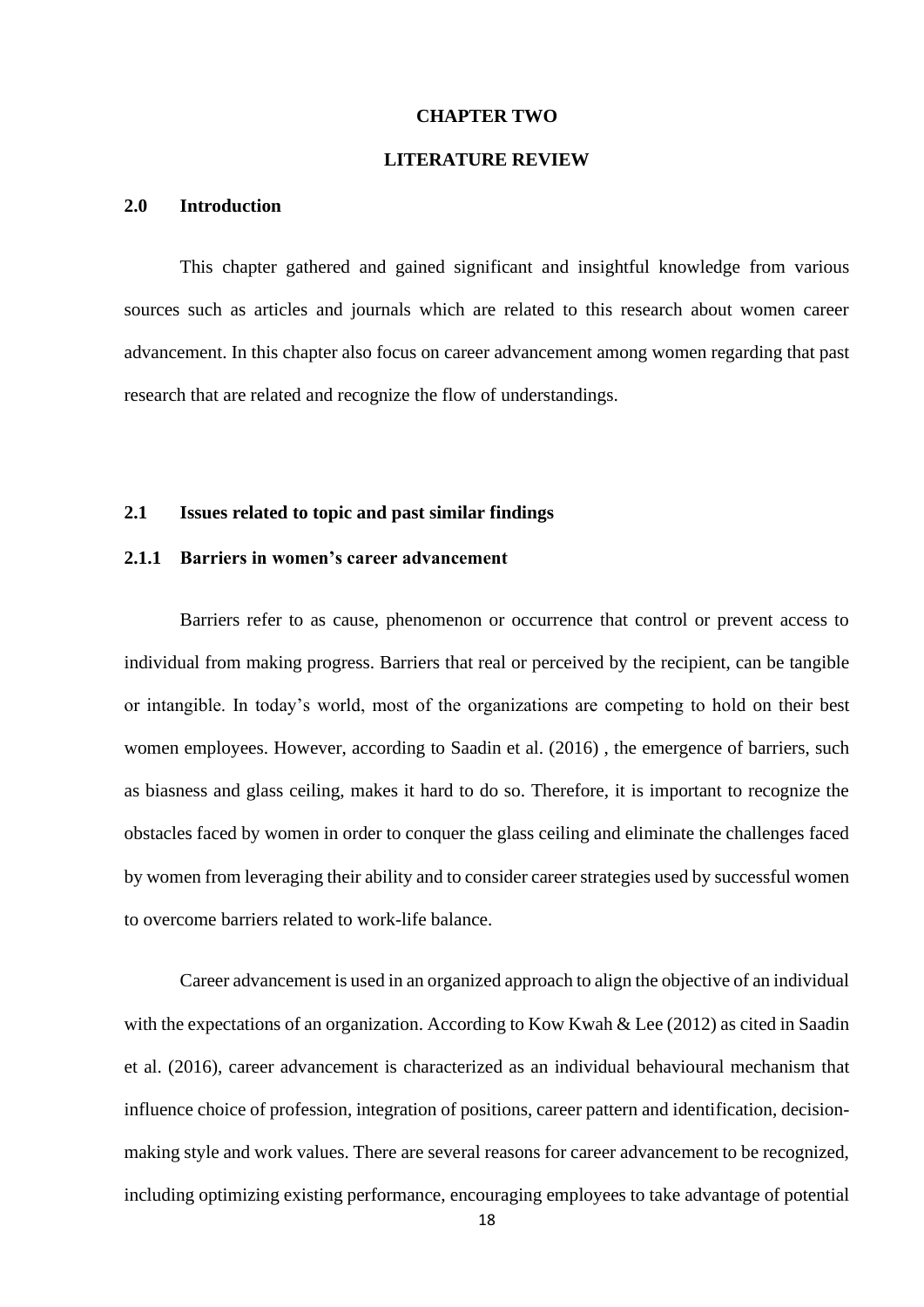# CHAPTER TWO

# LITERATURE REVIEW

## 2.0 Introduction

This chapter gathered and gained significant and insightful knowledge from various sources such as articles and journals which are related to this research about women career advancement. In this chapter also focus on career advancement among women regarding that past research that are related and recognize the flow of understandings.

## 2.1 Issues related to topic and past similar findings

### 2.1.1 Barriers in women's career advancement

Barriers refer to as cause, phenomenon or occurrence that control or prevent access to individual from making progress. Barriers that real or perceived by the recipient, can be tangible or intangible. In today's world, most of the organizations are competing to hold on their best women employees. However, according to Saadin et al. (2016) , the emergence of barriers, such as biasness and glass ceiling, makes it hard to do so. Therefore, it is important to recognize the obstacles faced by women in order to conquer the glass ceiling and eliminate the challenges faced by women from leveraging their ability and to consider career strategies used by successful women to overcome barriers related to work-life balance.

Career advancement is used in an organized approach to align the objective of an individual with the expectations of an organization. According to Kow Kwah & Lee (2012) as cited in Saadin et al. (2016), career advancement is characterized as an individual behavioural mechanism that influence choice of profession, integration of positions, career pattern and identification, decision-making style and work values. There are several reasons for career advancement to be recognized, including optimizing existing performance, encouraging employees to take advantage of potential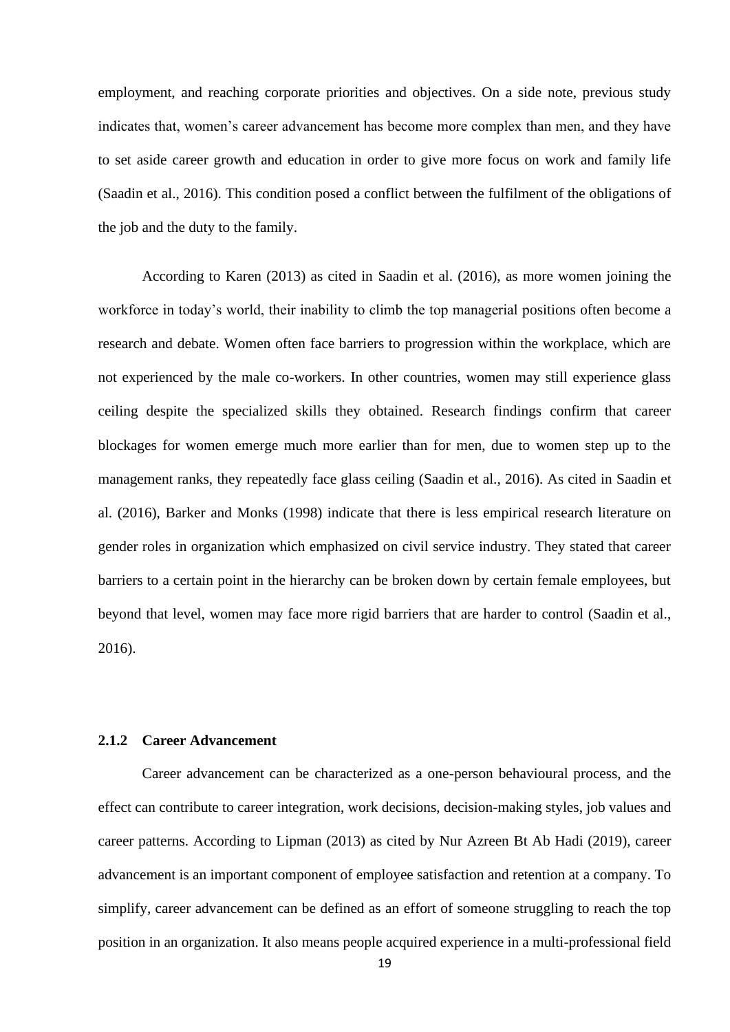employment, and reaching corporate priorities and objectives. On a side note, previous study indicates that, women's career advancement has become more complex than men, and they have to set aside career growth and education in order to give more focus on work and family life (Saadin et al., 2016). This condition posed a conflict between the fulfilment of the obligations of the job and the duty to the family.

According to Karen (2013) as cited in Saadin et al. (2016), as more women joining the workforce in today's world, their inability to climb the top managerial positions often become a research and debate. Women often face barriers to progression within the workplace, which are not experienced by the male co-workers. In other countries, women may still experience glass ceiling despite the specialized skills they obtained. Research findings confirm that career blockages for women emerge much more earlier than for men, due to women step up to the management ranks, they repeatedly face glass ceiling (Saadin et al., 2016). As cited in Saadin et al. (2016), Barker and Monks (1998) indicate that there is less empirical research literature on gender roles in organization which emphasized on civil service industry. They stated that career barriers to a certain point in the hierarchy can be broken down by certain female employees, but beyond that level, women may face more rigid barriers that are harder to control (Saadin et al., 2016).

### 2.1.2 Career Advancement

Career advancement can be characterized as a one-person behavioural process, and the effect can contribute to career integration, work decisions, decision-making styles, job values and career patterns. According to Lipman (2013) as cited by Nur Azreen Bt Ab Hadi (2019), career advancement is an important component of employee satisfaction and retention at a company. To simplify, career advancement can be defined as an effort of someone struggling to reach the top position in an organization. It also means people acquired experience in a multi-professional field